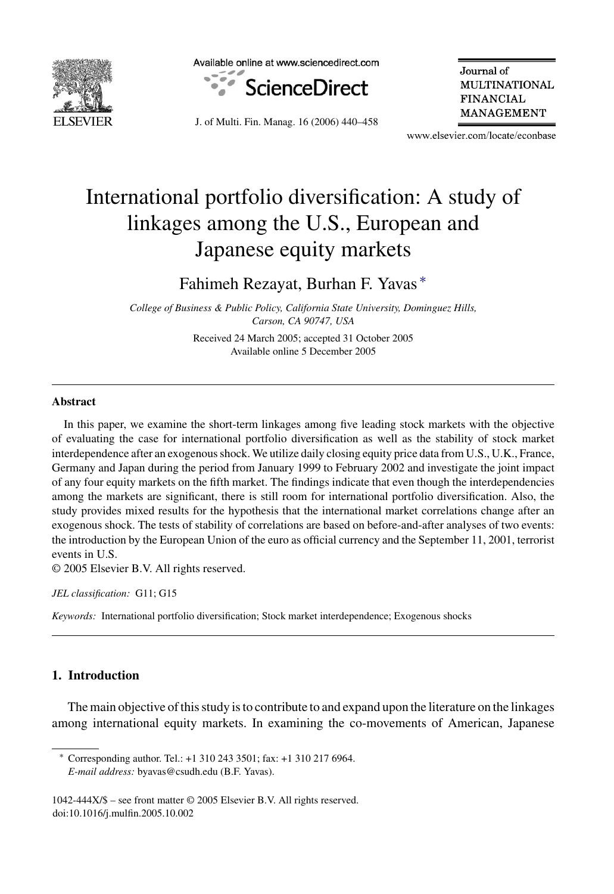# International portfolio diversification: A study of linkages among the U.S., European and Japanese equity markets

Fahimeh Rezayat, Burhan F. Yavas *

*College of Business & Public Policy, California State University, Dominguez Hills, Carson, CA 90747, USA*

Received 24 March 2005; accepted 31 October 2005
Available online 5 December 2005

---

### Abstract

In this paper, we examine the short-term linkages among five leading stock markets with the objective of evaluating the case for international portfolio diversification as well as the stability of stock market interdependence after an exogenous shock. We utilize daily closing equity price data from U.S., U.K., France, Germany and Japan during the period from January 1999 to February 2002 and investigate the joint impact of any four equity markets on the fifth market. The findings indicate that even though the interdependencies among the markets are significant, there is still room for international portfolio diversification. Also, the study provides mixed results for the hypothesis that the international market correlations change after an exogenous shock. The tests of stability of correlations are based on before-and-after analyses of two events: the introduction by the European Union of the euro as official currency and the September 11, 2001, terrorist events in U.S.

© 2005 Elsevier B.V. All rights reserved.

*JEL classification:* G11; G15

*Keywords:* International portfolio diversification; Stock market interdependence; Exogenous shocks

---

## 1. Introduction

The main objective of this study is to contribute to and expand upon the literature on the linkages among international equity markets. In examining the co-movements of American, Japanese

---

* Corresponding author. Tel.: +1 310 243 3501; fax: +1 310 217 6964.
*E-mail address:* byavas@csudh.edu (B.F. Yavas).

1042-444X/$ – see front matter © 2005 Elsevier B.V. All rights reserved.
doi:10.1016/j.mulfin.2005.10.002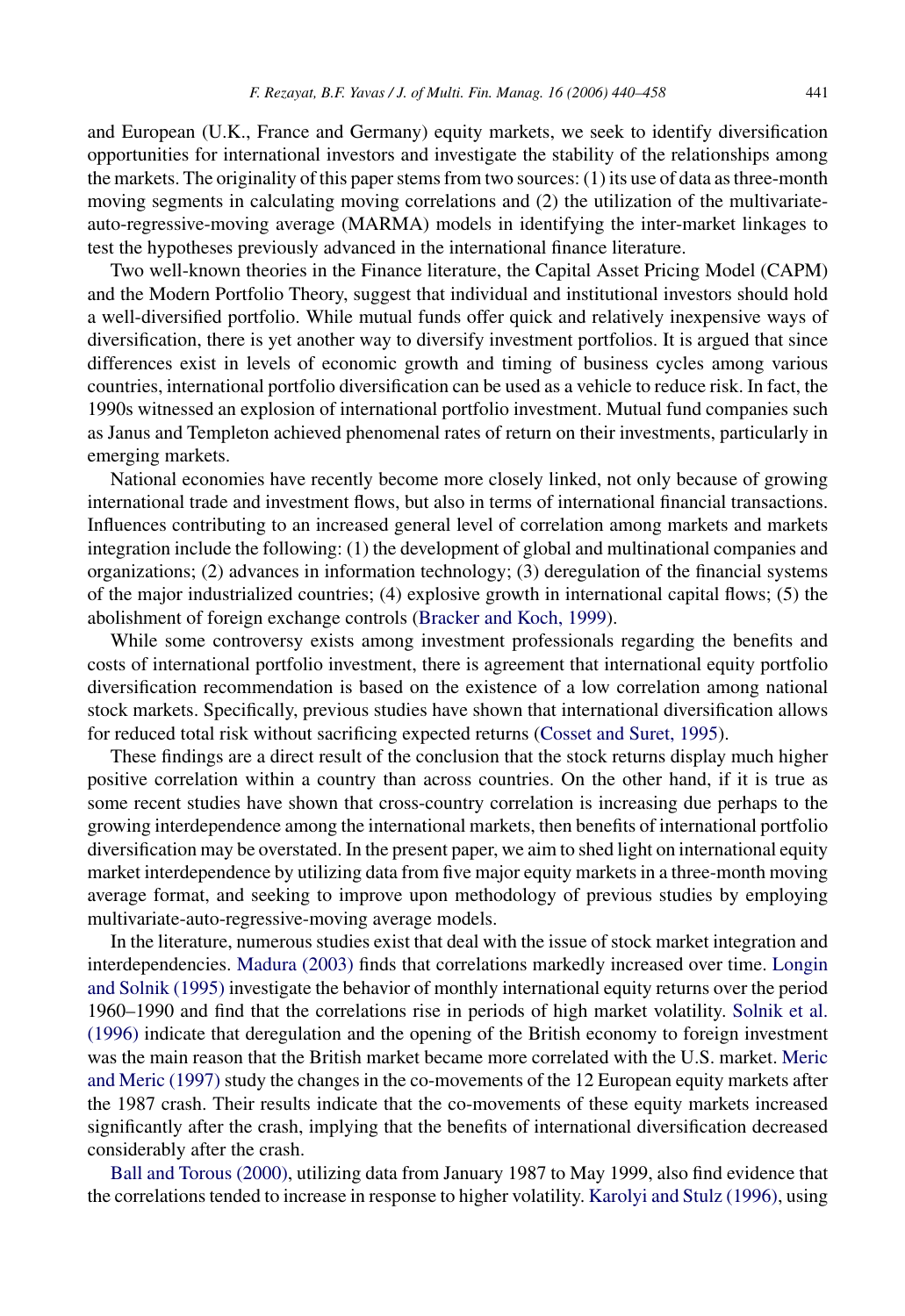and European (U.K., France and Germany) equity markets, we seek to identify diversification opportunities for international investors and investigate the stability of the relationships among the markets. The originality of this paper stems from two sources: (1) its use of data as three-month moving segments in calculating moving correlations and (2) the utilization of the multivariate-auto-regressive-moving average (MARMA) models in identifying the inter-market linkages to test the hypotheses previously advanced in the international finance literature.

Two well-known theories in the Finance literature, the Capital Asset Pricing Model (CAPM) and the Modern Portfolio Theory, suggest that individual and institutional investors should hold a well-diversified portfolio. While mutual funds offer quick and relatively inexpensive ways of diversification, there is yet another way to diversify investment portfolios. It is argued that since differences exist in levels of economic growth and timing of business cycles among various countries, international portfolio diversification can be used as a vehicle to reduce risk. In fact, the 1990s witnessed an explosion of international portfolio investment. Mutual fund companies such as Janus and Templeton achieved phenomenal rates of return on their investments, particularly in emerging markets.

National economies have recently become more closely linked, not only because of growing international trade and investment flows, but also in terms of international financial transactions. Influences contributing to an increased general level of correlation among markets and markets integration include the following: (1) the development of global and multinational companies and organizations; (2) advances in information technology; (3) deregulation of the financial systems of the major industrialized countries; (4) explosive growth in international capital flows; (5) the abolishment of foreign exchange controls (Bracker and Koch, 1999).

While some controversy exists among investment professionals regarding the benefits and costs of international portfolio investment, there is agreement that international equity portfolio diversification recommendation is based on the existence of a low correlation among national stock markets. Specifically, previous studies have shown that international diversification allows for reduced total risk without sacrificing expected returns (Cosset and Suret, 1995).

These findings are a direct result of the conclusion that the stock returns display much higher positive correlation within a country than across countries. On the other hand, if it is true as some recent studies have shown that cross-country correlation is increasing due perhaps to the growing interdependence among the international markets, then benefits of international portfolio diversification may be overstated. In the present paper, we aim to shed light on international equity market interdependence by utilizing data from five major equity markets in a three-month moving average format, and seeking to improve upon methodology of previous studies by employing multivariate-auto-regressive-moving average models.

In the literature, numerous studies exist that deal with the issue of stock market integration and interdependencies. Madura (2003) finds that correlations markedly increased over time. Longin and Solnik (1995) investigate the behavior of monthly international equity returns over the period 1960–1990 and find that the correlations rise in periods of high market volatility. Solnik et al. (1996) indicate that deregulation and the opening of the British economy to foreign investment was the main reason that the British market became more correlated with the U.S. market. Meric and Meric (1997) study the changes in the co-movements of the 12 European equity markets after the 1987 crash. Their results indicate that the co-movements of these equity markets increased significantly after the crash, implying that the benefits of international diversification decreased considerably after the crash.

Ball and Torous (2000), utilizing data from January 1987 to May 1999, also find evidence that the correlations tended to increase in response to higher volatility. Karolyi and Stulz (1996), using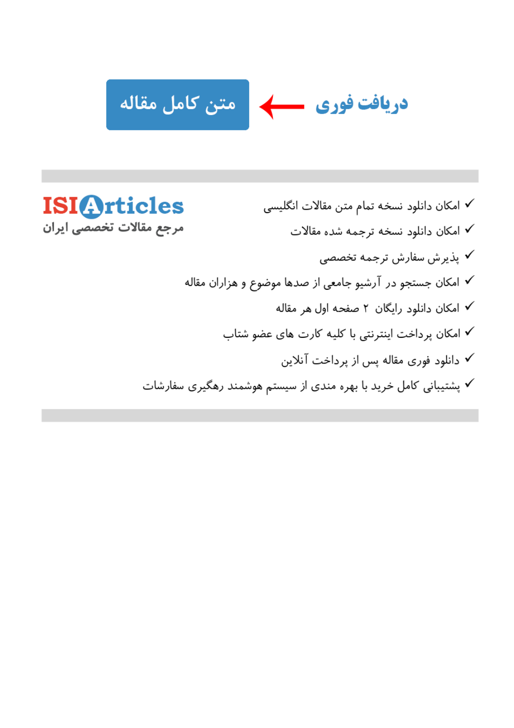دریافت فوری ← متن کامل مقاله

**ISIArticles**
مرجع مقالات تخصصی ایران

- ✓ امکان دانلود نسخه تمام متن مقالات انگلیسی
- ✓ امکان دانلود نسخه ترجمه شده مقالات
- ✓ پذیرش سفارش ترجمه تخصصی
- ✓ امکان جستجو در آرشیو جامعی از صدها موضوع و هزاران مقاله
- ✓ امکان دانلود رایگان ۲ صفحه اول هر مقاله
- ✓ امکان پرداخت اینترنتی با کلیه کارت های عضو شتاب
- ✓ دانلود فوری مقاله پس از پرداخت آنلاین
- ✓ پشتیبانی کامل خرید با بهره مندی از سیستم هوشمند رهگیری سفارشات